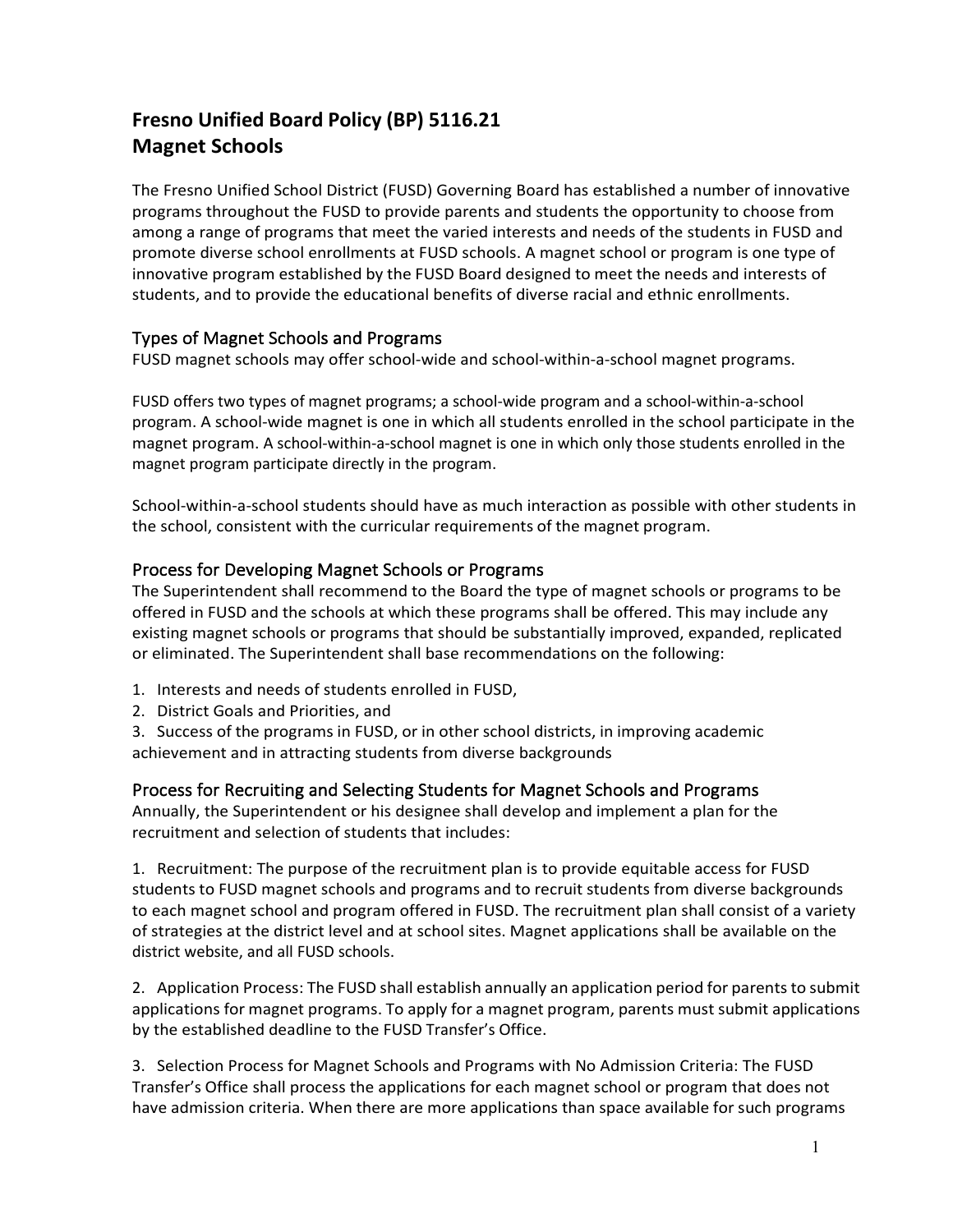# Fresno Unified Board Policy (BP) 5116.21
# Magnet Schools

The Fresno Unified School District (FUSD) Governing Board has established a number of innovative programs throughout the FUSD to provide parents and students the opportunity to choose from among a range of programs that meet the varied interests and needs of the students in FUSD and promote diverse school enrollments at FUSD schools. A magnet school or program is one type of innovative program established by the FUSD Board designed to meet the needs and interests of students, and to provide the educational benefits of diverse racial and ethnic enrollments.

## Types of Magnet Schools and Programs

FUSD magnet schools may offer school-wide and school-within-a-school magnet programs.

FUSD offers two types of magnet programs; a school-wide program and a school-within-a-school program. A school-wide magnet is one in which all students enrolled in the school participate in the magnet program. A school-within-a-school magnet is one in which only those students enrolled in the magnet program participate directly in the program.

School-within-a-school students should have as much interaction as possible with other students in the school, consistent with the curricular requirements of the magnet program.

## Process for Developing Magnet Schools or Programs

The Superintendent shall recommend to the Board the type of magnet schools or programs to be offered in FUSD and the schools at which these programs shall be offered. This may include any existing magnet schools or programs that should be substantially improved, expanded, replicated or eliminated. The Superintendent shall base recommendations on the following:

1. Interests and needs of students enrolled in FUSD,
2. District Goals and Priorities, and
3. Success of the programs in FUSD, or in other school districts, in improving academic achievement and in attracting students from diverse backgrounds

## Process for Recruiting and Selecting Students for Magnet Schools and Programs

Annually, the Superintendent or his designee shall develop and implement a plan for the recruitment and selection of students that includes:

1. Recruitment: The purpose of the recruitment plan is to provide equitable access for FUSD students to FUSD magnet schools and programs and to recruit students from diverse backgrounds to each magnet school and program offered in FUSD. The recruitment plan shall consist of a variety of strategies at the district level and at school sites. Magnet applications shall be available on the district website, and all FUSD schools.

2. Application Process: The FUSD shall establish annually an application period for parents to submit applications for magnet programs. To apply for a magnet program, parents must submit applications by the established deadline to the FUSD Transfer's Office.

3. Selection Process for Magnet Schools and Programs with No Admission Criteria: The FUSD Transfer's Office shall process the applications for each magnet school or program that does not have admission criteria. When there are more applications than space available for such programs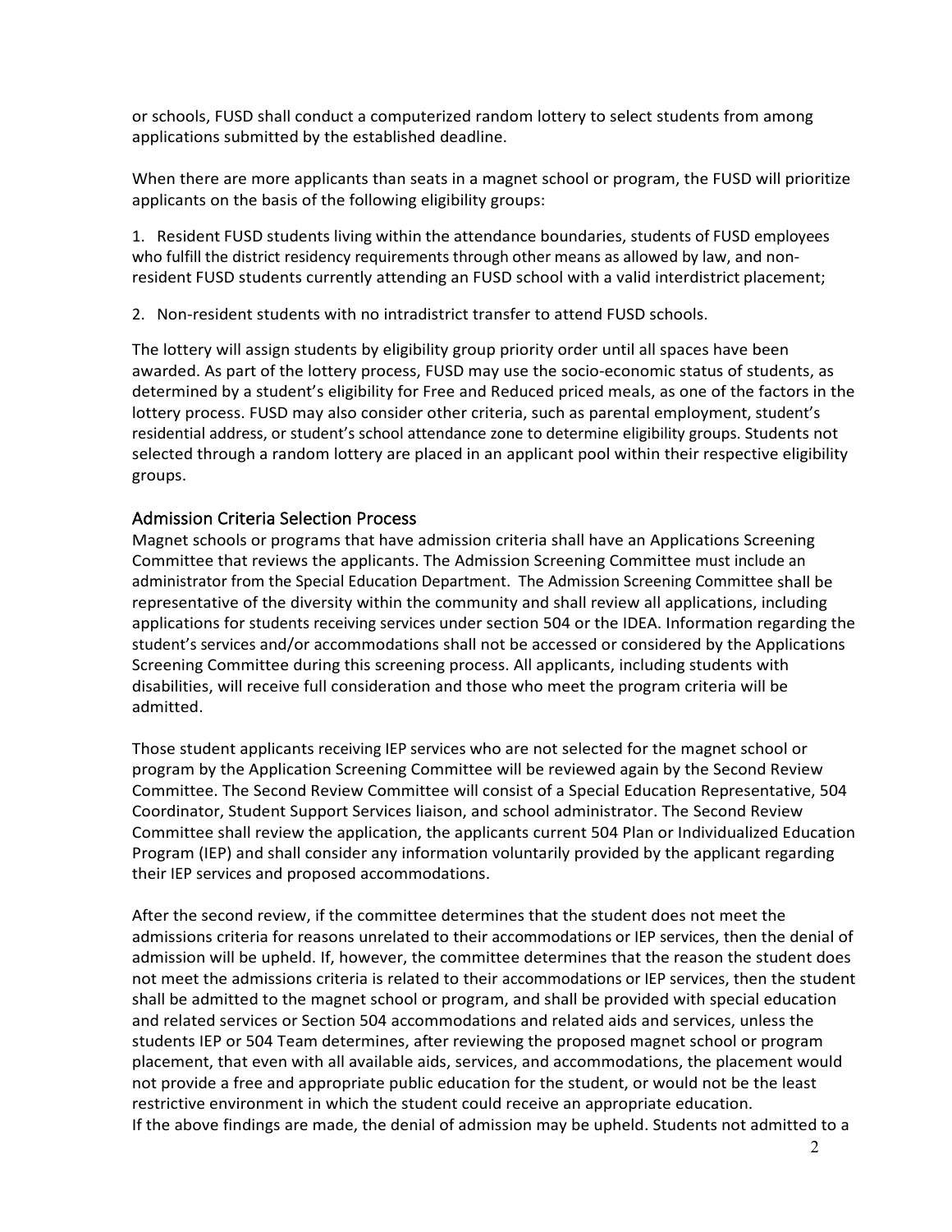or schools, FUSD shall conduct a computerized random lottery to select students from among applications submitted by the established deadline.

When there are more applicants than seats in a magnet school or program, the FUSD will prioritize applicants on the basis of the following eligibility groups:

1. Resident FUSD students living within the attendance boundaries, students of FUSD employees who fulfill the district residency requirements through other means as allowed by law, and non-resident FUSD students currently attending an FUSD school with a valid interdistrict placement;
2. Non-resident students with no intradistrict transfer to attend FUSD schools.

The lottery will assign students by eligibility group priority order until all spaces have been awarded. As part of the lottery process, FUSD may use the socio-economic status of students, as determined by a student's eligibility for Free and Reduced priced meals, as one of the factors in the lottery process. FUSD may also consider other criteria, such as parental employment, student's residential address, or student's school attendance zone to determine eligibility groups. Students not selected through a random lottery are placed in an applicant pool within their respective eligibility groups.

## Admission Criteria Selection Process

Magnet schools or programs that have admission criteria shall have an Applications Screening Committee that reviews the applicants. The Admission Screening Committee must include an administrator from the Special Education Department. The Admission Screening Committee shall be representative of the diversity within the community and shall review all applications, including applications for students receiving services under section 504 or the IDEA. Information regarding the student's services and/or accommodations shall not be accessed or considered by the Applications Screening Committee during this screening process. All applicants, including students with disabilities, will receive full consideration and those who meet the program criteria will be admitted.

Those student applicants receiving IEP services who are not selected for the magnet school or program by the Application Screening Committee will be reviewed again by the Second Review Committee. The Second Review Committee will consist of a Special Education Representative, 504 Coordinator, Student Support Services liaison, and school administrator. The Second Review Committee shall review the application, the applicants current 504 Plan or Individualized Education Program (IEP) and shall consider any information voluntarily provided by the applicant regarding their IEP services and proposed accommodations.

After the second review, if the committee determines that the student does not meet the admissions criteria for reasons unrelated to their accommodations or IEP services, then the denial of admission will be upheld. If, however, the committee determines that the reason the student does not meet the admissions criteria is related to their accommodations or IEP services, then the student shall be admitted to the magnet school or program, and shall be provided with special education and related services or Section 504 accommodations and related aids and services, unless the students IEP or 504 Team determines, after reviewing the proposed magnet school or program placement, that even with all available aids, services, and accommodations, the placement would not provide a free and appropriate public education for the student, or would not be the least restrictive environment in which the student could receive an appropriate education.
If the above findings are made, the denial of admission may be upheld. Students not admitted to a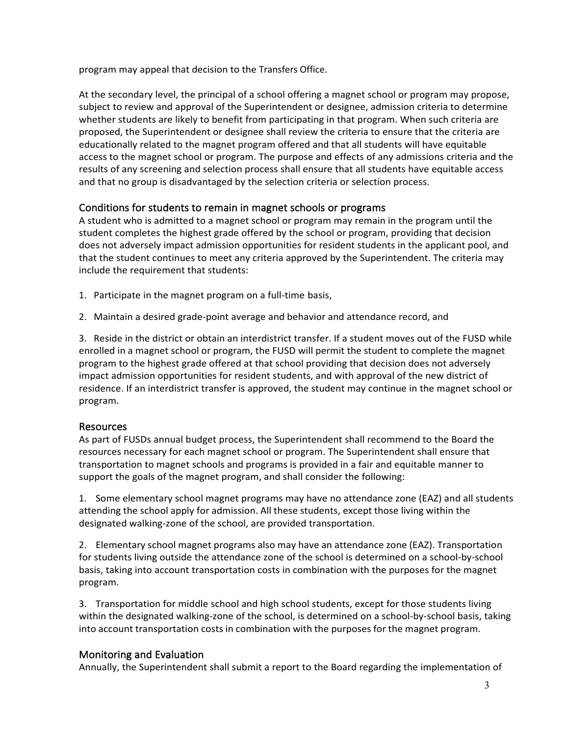program may appeal that decision to the Transfers Office.

At the secondary level, the principal of a school offering a magnet school or program may propose, subject to review and approval of the Superintendent or designee, admission criteria to determine whether students are likely to benefit from participating in that program. When such criteria are proposed, the Superintendent or designee shall review the criteria to ensure that the criteria are educationally related to the magnet program offered and that all students will have equitable access to the magnet school or program. The purpose and effects of any admissions criteria and the results of any screening and selection process shall ensure that all students have equitable access and that no group is disadvantaged by the selection criteria or selection process.

## Conditions for students to remain in magnet schools or programs

A student who is admitted to a magnet school or program may remain in the program until the student completes the highest grade offered by the school or program, providing that decision does not adversely impact admission opportunities for resident students in the applicant pool, and that the student continues to meet any criteria approved by the Superintendent. The criteria may include the requirement that students:

1. Participate in the magnet program on a full-time basis,

2. Maintain a desired grade-point average and behavior and attendance record, and

3. Reside in the district or obtain an interdistrict transfer. If a student moves out of the FUSD while enrolled in a magnet school or program, the FUSD will permit the student to complete the magnet program to the highest grade offered at that school providing that decision does not adversely impact admission opportunities for resident students, and with approval of the new district of residence. If an interdistrict transfer is approved, the student may continue in the magnet school or program.

## Resources

As part of FUSDs annual budget process, the Superintendent shall recommend to the Board the resources necessary for each magnet school or program. The Superintendent shall ensure that transportation to magnet schools and programs is provided in a fair and equitable manner to support the goals of the magnet program, and shall consider the following:

1. Some elementary school magnet programs may have no attendance zone (EAZ) and all students attending the school apply for admission. All these students, except those living within the designated walking-zone of the school, are provided transportation.

2. Elementary school magnet programs also may have an attendance zone (EAZ). Transportation for students living outside the attendance zone of the school is determined on a school-by-school basis, taking into account transportation costs in combination with the purposes for the magnet program.

3. Transportation for middle school and high school students, except for those students living within the designated walking-zone of the school, is determined on a school-by-school basis, taking into account transportation costs in combination with the purposes for the magnet program.

## Monitoring and Evaluation

Annually, the Superintendent shall submit a report to the Board regarding the implementation of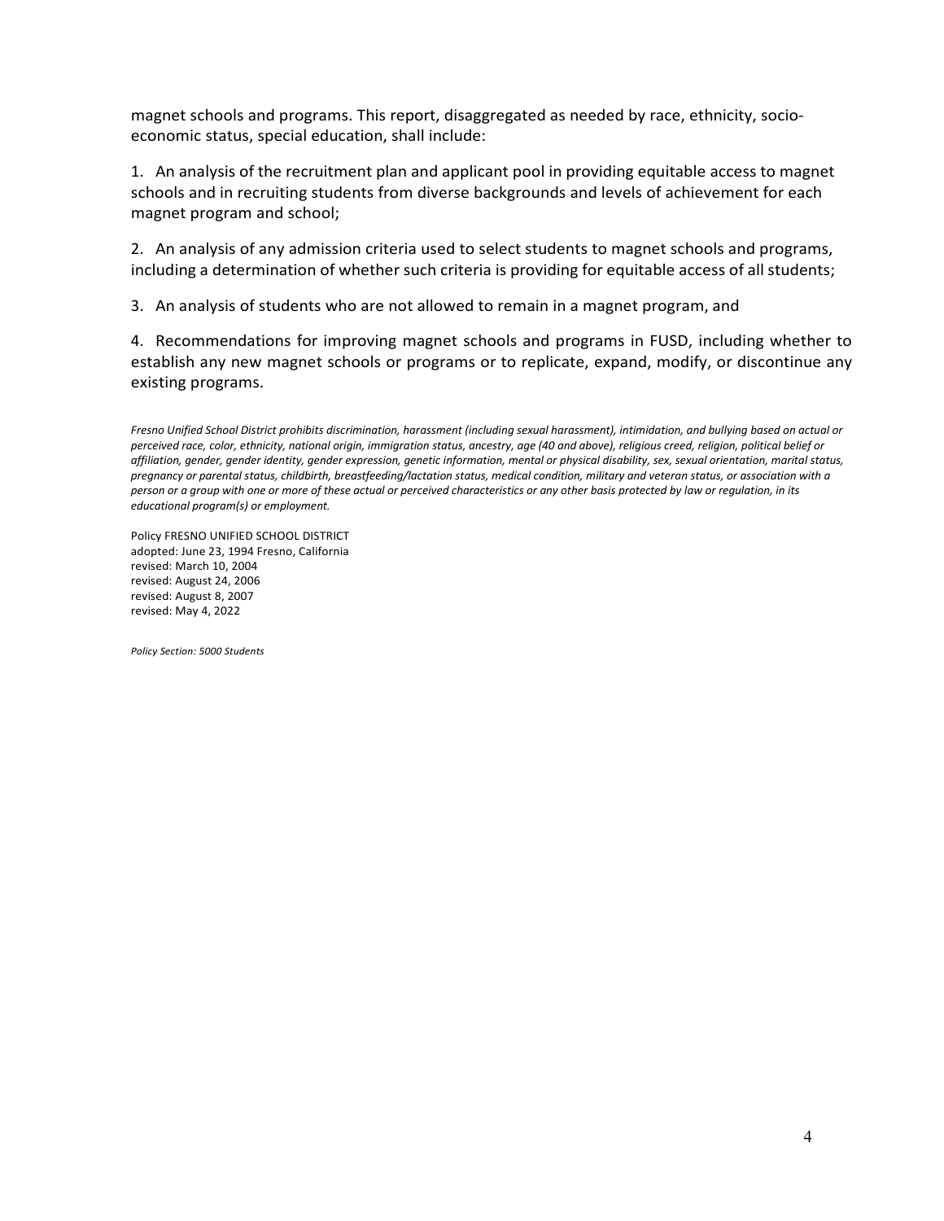magnet schools and programs. This report, disaggregated as needed by race, ethnicity, socio-economic status, special education, shall include:

1. An analysis of the recruitment plan and applicant pool in providing equitable access to magnet schools and in recruiting students from diverse backgrounds and levels of achievement for each magnet program and school;

2. An analysis of any admission criteria used to select students to magnet schools and programs, including a determination of whether such criteria is providing for equitable access of all students;

3. An analysis of students who are not allowed to remain in a magnet program, and

4. Recommendations for improving magnet schools and programs in FUSD, including whether to establish any new magnet schools or programs or to replicate, expand, modify, or discontinue any existing programs.

*Fresno Unified School District prohibits discrimination, harassment (including sexual harassment), intimidation, and bullying based on actual or perceived race, color, ethnicity, national origin, immigration status, ancestry, age (40 and above), religious creed, religion, political belief or affiliation, gender, gender identity, gender expression, genetic information, mental or physical disability, sex, sexual orientation, marital status, pregnancy or parental status, childbirth, breastfeeding/lactation status, medical condition, military and veteran status, or association with a person or a group with one or more of these actual or perceived characteristics or any other basis protected by law or regulation, in its educational program(s) or employment.*

Policy FRESNO UNIFIED SCHOOL DISTRICT
adopted: June 23, 1994 Fresno, California
revised: March 10, 2004
revised: August 24, 2006
revised: August 8, 2007
revised: May 4, 2022

*Policy Section: 5000 Students*